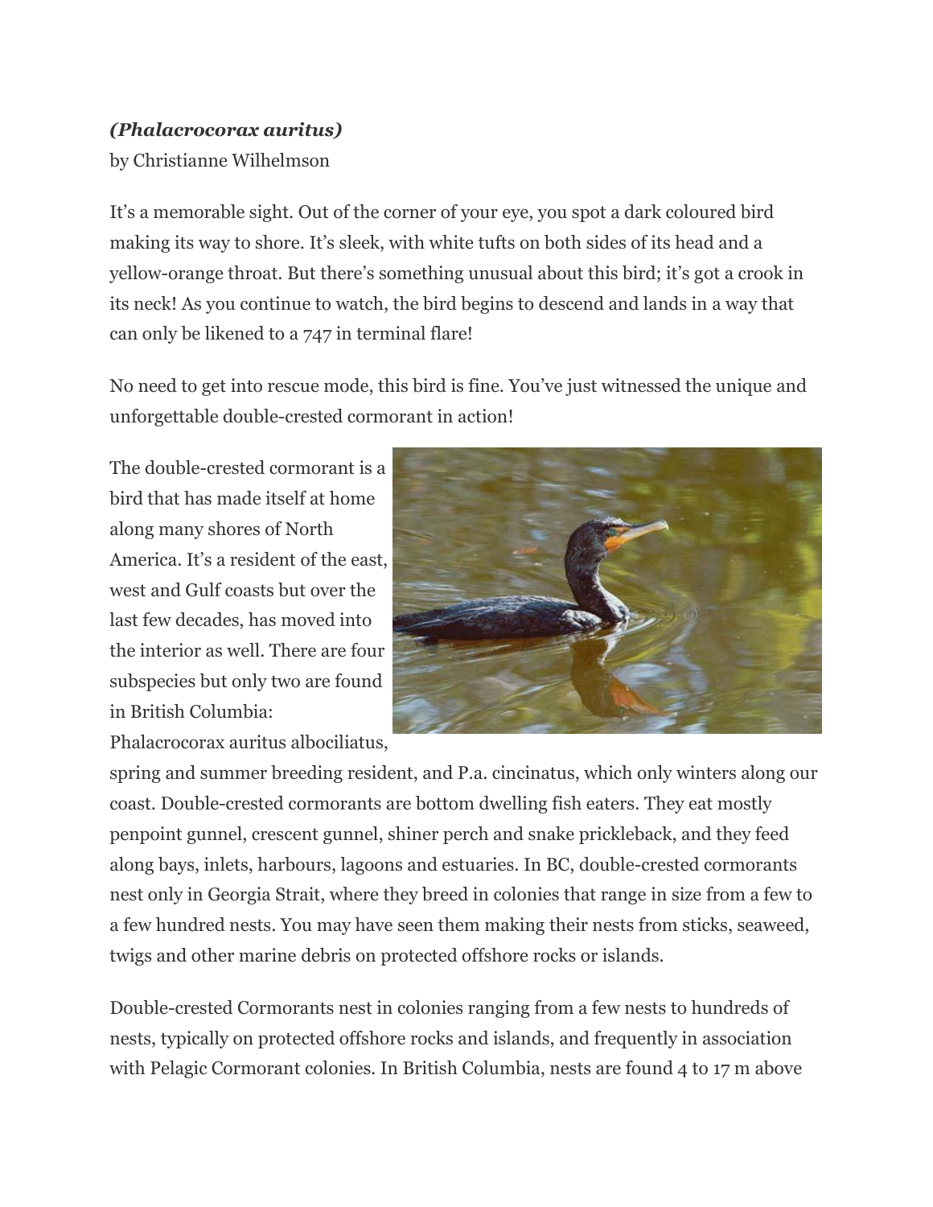***(Phalacrocorax auritus)***

by Christianne Wilhelmson

It's a memorable sight. Out of the corner of your eye, you spot a dark coloured bird making its way to shore. It's sleek, with white tufts on both sides of its head and a yellow-orange throat. But there's something unusual about this bird; it's got a crook in its neck! As you continue to watch, the bird begins to descend and lands in a way that can only be likened to a 747 in terminal flare!

No need to get into rescue mode, this bird is fine. You've just witnessed the unique and unforgettable double-crested cormorant in action!

The double-crested cormorant is a bird that has made itself at home along many shores of North America. It's a resident of the east, west and Gulf coasts but over the last few decades, has moved into the interior as well. There are four subspecies but only two are found in British Columbia: Phalacrocorax auritus albociliatus, spring and summer breeding resident, and P.a. cincinatus, which only winters along our coast. Double-crested cormorants are bottom dwelling fish eaters. They eat mostly penpoint gunnel, crescent gunnel, shiner perch and snake prickleback, and they feed along bays, inlets, harbours, lagoons and estuaries. In BC, double-crested cormorants nest only in Georgia Strait, where they breed in colonies that range in size from a few to a few hundred nests. You may have seen them making their nests from sticks, seaweed, twigs and other marine debris on protected offshore rocks or islands.

Double-crested Cormorants nest in colonies ranging from a few nests to hundreds of nests, typically on protected offshore rocks and islands, and frequently in association with Pelagic Cormorant colonies. In British Columbia, nests are found 4 to 17 m above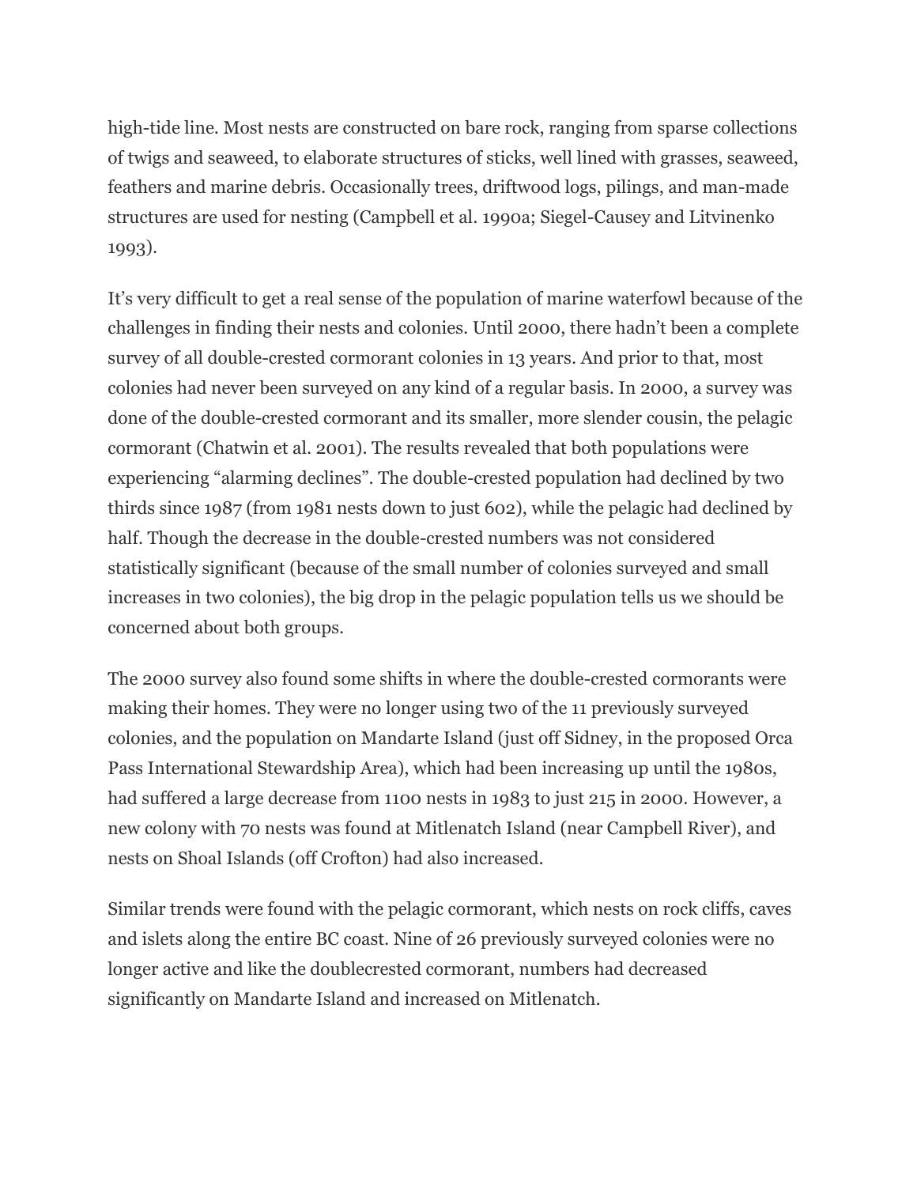high-tide line. Most nests are constructed on bare rock, ranging from sparse collections of twigs and seaweed, to elaborate structures of sticks, well lined with grasses, seaweed, feathers and marine debris. Occasionally trees, driftwood logs, pilings, and man-made structures are used for nesting (Campbell et al. 1990a; Siegel-Causey and Litvinenko 1993).

It's very difficult to get a real sense of the population of marine waterfowl because of the challenges in finding their nests and colonies. Until 2000, there hadn't been a complete survey of all double-crested cormorant colonies in 13 years. And prior to that, most colonies had never been surveyed on any kind of a regular basis. In 2000, a survey was done of the double-crested cormorant and its smaller, more slender cousin, the pelagic cormorant (Chatwin et al. 2001). The results revealed that both populations were experiencing "alarming declines". The double-crested population had declined by two thirds since 1987 (from 1981 nests down to just 602), while the pelagic had declined by half. Though the decrease in the double-crested numbers was not considered statistically significant (because of the small number of colonies surveyed and small increases in two colonies), the big drop in the pelagic population tells us we should be concerned about both groups.

The 2000 survey also found some shifts in where the double-crested cormorants were making their homes. They were no longer using two of the 11 previously surveyed colonies, and the population on Mandarte Island (just off Sidney, in the proposed Orca Pass International Stewardship Area), which had been increasing up until the 1980s, had suffered a large decrease from 1100 nests in 1983 to just 215 in 2000. However, a new colony with 70 nests was found at Mitlenatch Island (near Campbell River), and nests on Shoal Islands (off Crofton) had also increased.

Similar trends were found with the pelagic cormorant, which nests on rock cliffs, caves and islets along the entire BC coast. Nine of 26 previously surveyed colonies were no longer active and like the doublecrested cormorant, numbers had decreased significantly on Mandarte Island and increased on Mitlenatch.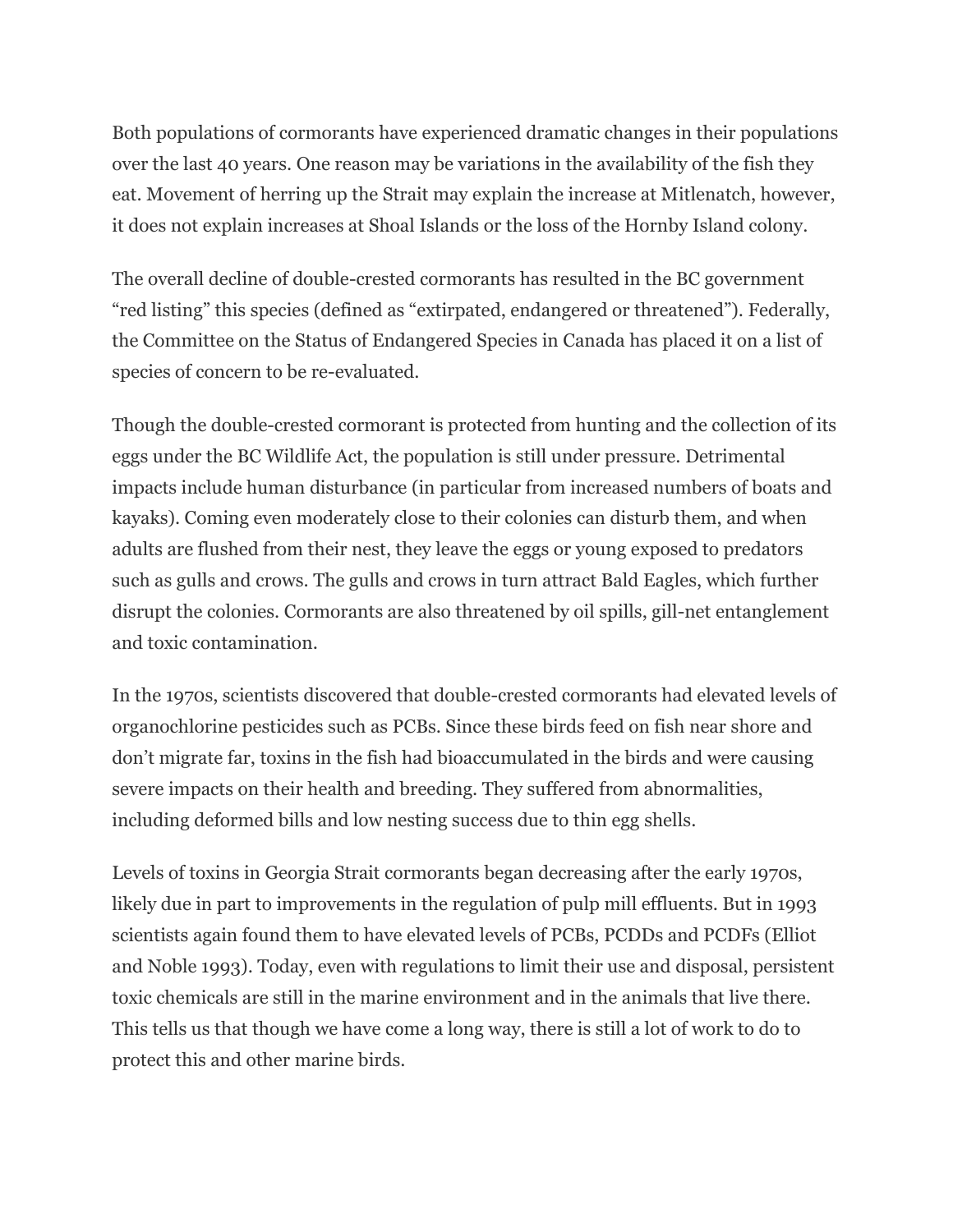Both populations of cormorants have experienced dramatic changes in their populations over the last 40 years. One reason may be variations in the availability of the fish they eat. Movement of herring up the Strait may explain the increase at Mitlenatch, however, it does not explain increases at Shoal Islands or the loss of the Hornby Island colony.

The overall decline of double-crested cormorants has resulted in the BC government "red listing" this species (defined as "extirpated, endangered or threatened"). Federally, the Committee on the Status of Endangered Species in Canada has placed it on a list of species of concern to be re-evaluated.

Though the double-crested cormorant is protected from hunting and the collection of its eggs under the BC Wildlife Act, the population is still under pressure. Detrimental impacts include human disturbance (in particular from increased numbers of boats and kayaks). Coming even moderately close to their colonies can disturb them, and when adults are flushed from their nest, they leave the eggs or young exposed to predators such as gulls and crows. The gulls and crows in turn attract Bald Eagles, which further disrupt the colonies. Cormorants are also threatened by oil spills, gill-net entanglement and toxic contamination.

In the 1970s, scientists discovered that double-crested cormorants had elevated levels of organochlorine pesticides such as PCBs. Since these birds feed on fish near shore and don't migrate far, toxins in the fish had bioaccumulated in the birds and were causing severe impacts on their health and breeding. They suffered from abnormalities, including deformed bills and low nesting success due to thin egg shells.

Levels of toxins in Georgia Strait cormorants began decreasing after the early 1970s, likely due in part to improvements in the regulation of pulp mill effluents. But in 1993 scientists again found them to have elevated levels of PCBs, PCDDs and PCDFs (Elliot and Noble 1993). Today, even with regulations to limit their use and disposal, persistent toxic chemicals are still in the marine environment and in the animals that live there. This tells us that though we have come a long way, there is still a lot of work to do to protect this and other marine birds.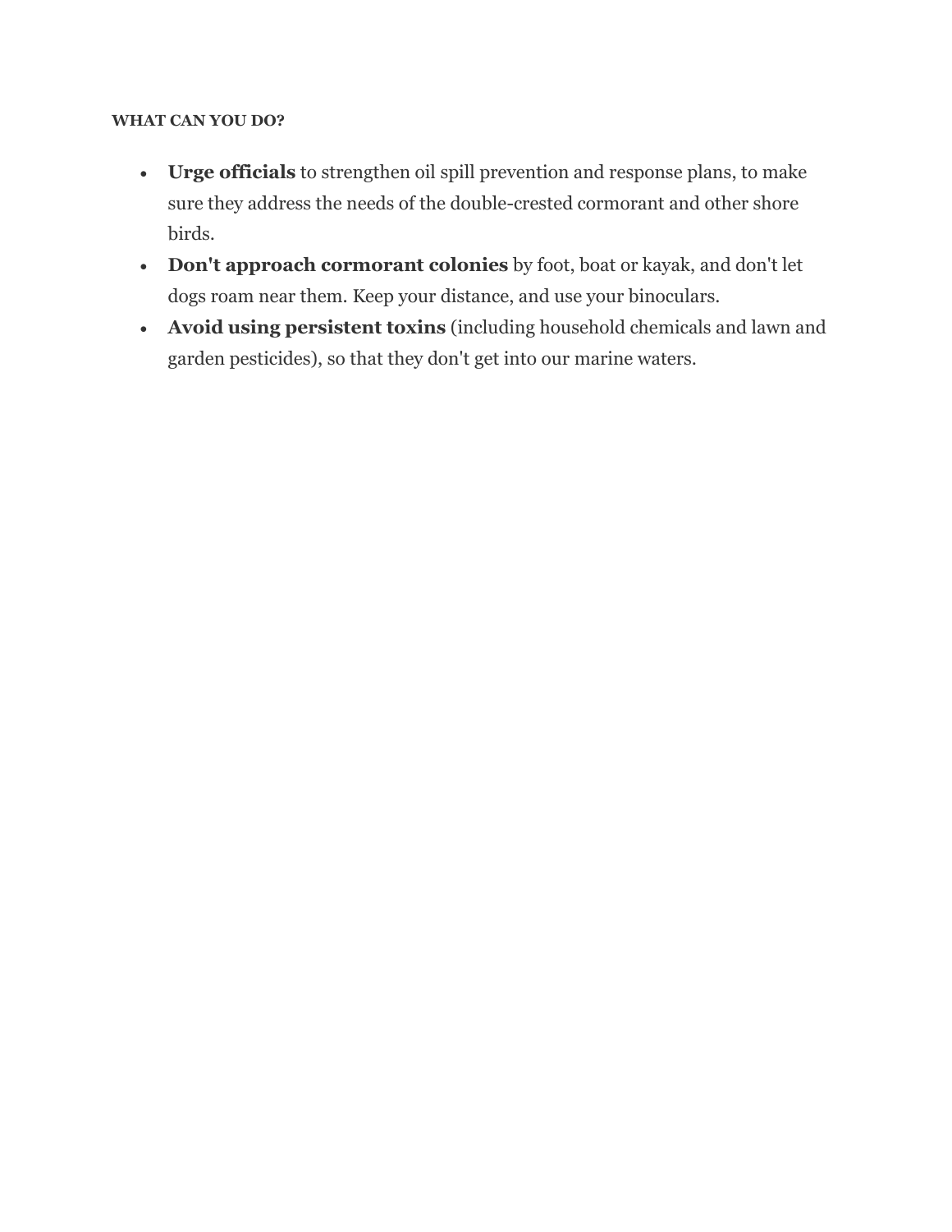### WHAT CAN YOU DO?

- **Urge officials** to strengthen oil spill prevention and response plans, to make sure they address the needs of the double-crested cormorant and other shore birds.
- **Don't approach cormorant colonies** by foot, boat or kayak, and don't let dogs roam near them. Keep your distance, and use your binoculars.
- **Avoid using persistent toxins** (including household chemicals and lawn and garden pesticides), so that they don't get into our marine waters.